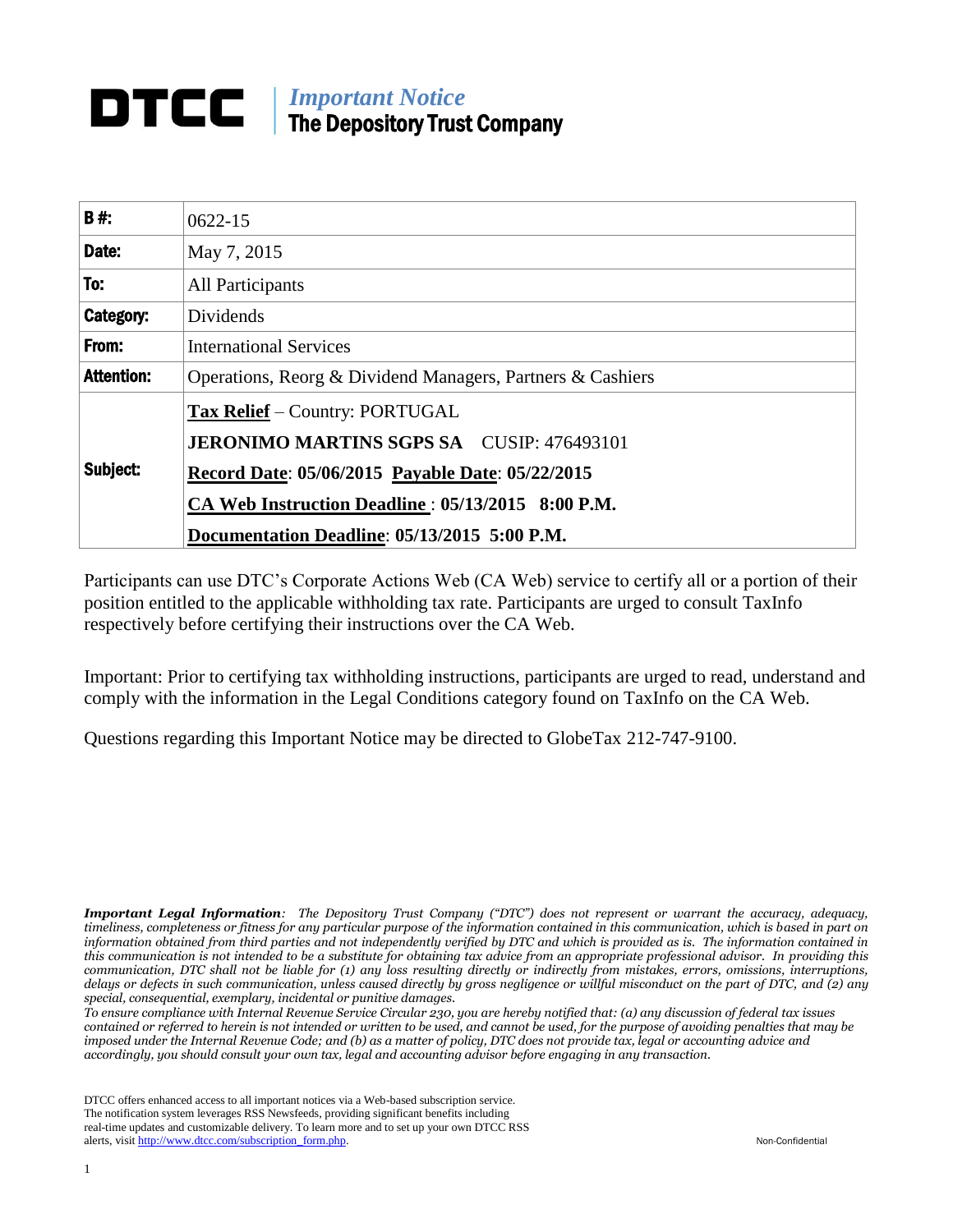# DTCC | *Important Notice*
## The Depository Trust Company

| | |
|---|---|
| **B #:** | 0622-15 |
| **Date:** | May 7, 2015 |
| **To:** | All Participants |
| **Category:** | Dividends |
| **From:** | International Services |
| **Attention:** | Operations, Reorg & Dividend Managers, Partners & Cashiers |
| **Subject:** | **Tax Relief** – Country: PORTUGAL<br>**JERONIMO MARTINS SGPS SA** CUSIP: 476493101<br>**Record Date: 05/06/2015 Payable Date: 05/22/2015**<br>**CA Web Instruction Deadline : 05/13/2015 8:00 P.M.**<br>**Documentation Deadline: 05/13/2015 5:00 P.M.** |

Participants can use DTC's Corporate Actions Web (CA Web) service to certify all or a portion of their position entitled to the applicable withholding tax rate. Participants are urged to consult TaxInfo respectively before certifying their instructions over the CA Web.

Important: Prior to certifying tax withholding instructions, participants are urged to read, understand and comply with the information in the Legal Conditions category found on TaxInfo on the CA Web.

Questions regarding this Important Notice may be directed to GlobeTax 212-747-9100.

***Important Legal Information**: The Depository Trust Company ("DTC") does not represent or warrant the accuracy, adequacy, timeliness, completeness or fitness for any particular purpose of the information contained in this communication, which is based in part on information obtained from third parties and not independently verified by DTC and which is provided as is. The information contained in this communication is not intended to be a substitute for obtaining tax advice from an appropriate professional advisor. In providing this communication, DTC shall not be liable for (1) any loss resulting directly or indirectly from mistakes, errors, omissions, interruptions, delays or defects in such communication, unless caused directly by gross negligence or willful misconduct on the part of DTC, and (2) any special, consequential, exemplary, incidental or punitive damages.*

*To ensure compliance with Internal Revenue Service Circular 230, you are hereby notified that: (a) any discussion of federal tax issues contained or referred to herein is not intended or written to be used, and cannot be used, for the purpose of avoiding penalties that may be imposed under the Internal Revenue Code; and (b) as a matter of policy, DTC does not provide tax, legal or accounting advice and accordingly, you should consult your own tax, legal and accounting advisor before engaging in any transaction.*

DTCC offers enhanced access to all important notices via a Web-based subscription service. The notification system leverages RSS Newsfeeds, providing significant benefits including real-time updates and customizable delivery. To learn more and to set up your own DTCC RSS alerts, visit http://www.dtcc.com/subscription_form.php.

Non-Confidential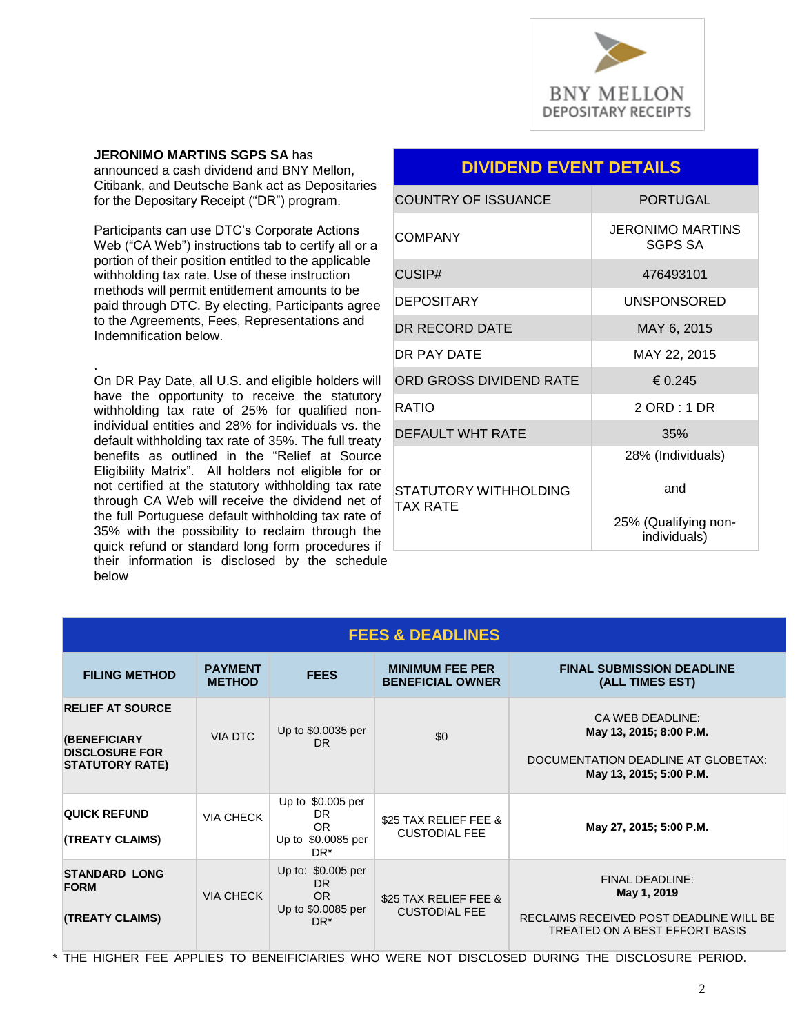**JERONIMO MARTINS SGPS SA** has announced a cash dividend and BNY Mellon, Citibank, and Deutsche Bank act as Depositaries for the Depositary Receipt ("DR") program.

Participants can use DTC's Corporate Actions Web ("CA Web") instructions tab to certify all or a portion of their position entitled to the applicable withholding tax rate. Use of these instruction methods will permit entitlement amounts to be paid through DTC. By electing, Participants agree to the Agreements, Fees, Representations and Indemnification below.

.

On DR Pay Date, all U.S. and eligible holders will have the opportunity to receive the statutory withholding tax rate of 25% for qualified non-individual entities and 28% for individuals vs. the default withholding tax rate of 35%. The full treaty benefits as outlined in the "Relief at Source Eligibility Matrix". All holders not eligible for or not certified at the statutory withholding tax rate through CA Web will receive the dividend net of the full Portuguese default withholding tax rate of 35% with the possibility to reclaim through the quick refund or standard long form procedures if their information is disclosed by the schedule below

## DIVIDEND EVENT DETAILS

| | |
|---|---|
| COUNTRY OF ISSUANCE | PORTUGAL |
| COMPANY | JERONIMO MARTINS SGPS SA |
| CUSIP# | 476493101 |
| DEPOSITARY | UNSPONSORED |
| DR RECORD DATE | MAY 6, 2015 |
| DR PAY DATE | MAY 22, 2015 |
| ORD GROSS DIVIDEND RATE | € 0.245 |
| RATIO | 2 ORD : 1 DR |
| DEFAULT WHT RATE | 35% |
| STATUTORY WITHHOLDING TAX RATE | 28% (Individuals) and 25% (Qualifying non-individuals) |

## FEES & DEADLINES

| FILING METHOD | PAYMENT METHOD | FEES | MINIMUM FEE PER BENEFICIAL OWNER | FINAL SUBMISSION DEADLINE (ALL TIMES EST) |
|---|---|---|---|---|
| **RELIEF AT SOURCE (BENEFICIARY DISCLOSURE FOR STATUTORY RATE)** | VIA DTC | Up to $0.0035 per DR | $0 | CA WEB DEADLINE: **May 13, 2015; 8:00 P.M.** DOCUMENTATION DEADLINE AT GLOBETAX: **May 13, 2015; 5:00 P.M.** |
| **QUICK REFUND (TREATY CLAIMS)** | VIA CHECK | Up to $0.005 per DR OR Up to $0.0085 per DR* | $25 TAX RELIEF FEE & CUSTODIAL FEE | **May 27, 2015; 5:00 P.M.** |
| **STANDARD LONG FORM (TREATY CLAIMS)** | VIA CHECK | Up to: $0.005 per DR OR Up to $0.0085 per DR* | $25 TAX RELIEF FEE & CUSTODIAL FEE | FINAL DEADLINE: **May 1, 2019** RECLAIMS RECEIVED POST DEADLINE WILL BE TREATED ON A BEST EFFORT BASIS |

* THE HIGHER FEE APPLIES TO BENEIFICIARIES WHO WERE NOT DISCLOSED DURING THE DISCLOSURE PERIOD.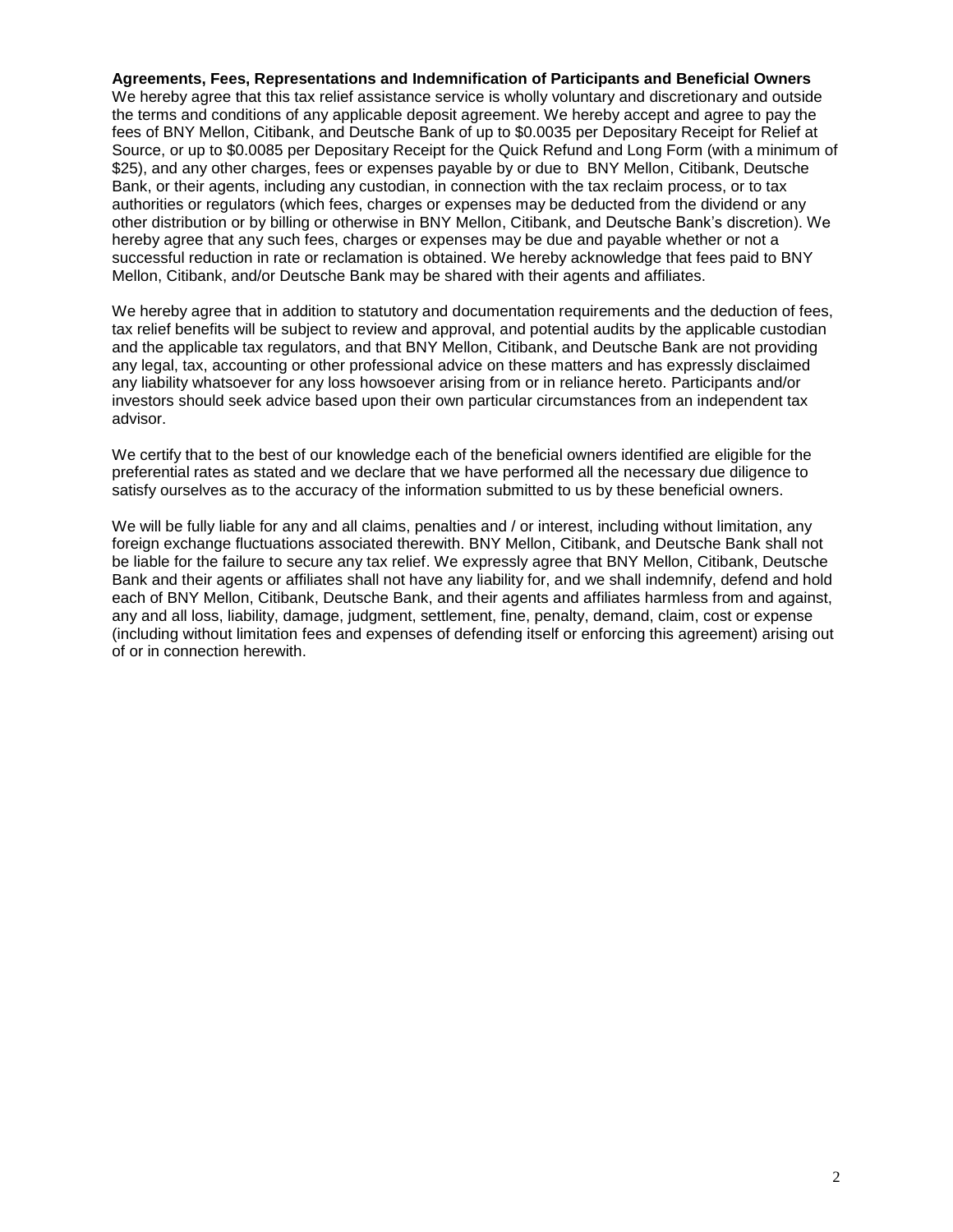**Agreements, Fees, Representations and Indemnification of Participants and Beneficial Owners**

We hereby agree that this tax relief assistance service is wholly voluntary and discretionary and outside the terms and conditions of any applicable deposit agreement. We hereby accept and agree to pay the fees of BNY Mellon, Citibank, and Deutsche Bank of up to $0.0035 per Depositary Receipt for Relief at Source, or up to $0.0085 per Depositary Receipt for the Quick Refund and Long Form (with a minimum of $25), and any other charges, fees or expenses payable by or due to BNY Mellon, Citibank, Deutsche Bank, or their agents, including any custodian, in connection with the tax reclaim process, or to tax authorities or regulators (which fees, charges or expenses may be deducted from the dividend or any other distribution or by billing or otherwise in BNY Mellon, Citibank, and Deutsche Bank's discretion). We hereby agree that any such fees, charges or expenses may be due and payable whether or not a successful reduction in rate or reclamation is obtained. We hereby acknowledge that fees paid to BNY Mellon, Citibank, and/or Deutsche Bank may be shared with their agents and affiliates.

We hereby agree that in addition to statutory and documentation requirements and the deduction of fees, tax relief benefits will be subject to review and approval, and potential audits by the applicable custodian and the applicable tax regulators, and that BNY Mellon, Citibank, and Deutsche Bank are not providing any legal, tax, accounting or other professional advice on these matters and has expressly disclaimed any liability whatsoever for any loss howsoever arising from or in reliance hereto. Participants and/or investors should seek advice based upon their own particular circumstances from an independent tax advisor.

We certify that to the best of our knowledge each of the beneficial owners identified are eligible for the preferential rates as stated and we declare that we have performed all the necessary due diligence to satisfy ourselves as to the accuracy of the information submitted to us by these beneficial owners.

We will be fully liable for any and all claims, penalties and / or interest, including without limitation, any foreign exchange fluctuations associated therewith. BNY Mellon, Citibank, and Deutsche Bank shall not be liable for the failure to secure any tax relief. We expressly agree that BNY Mellon, Citibank, Deutsche Bank and their agents or affiliates shall not have any liability for, and we shall indemnify, defend and hold each of BNY Mellon, Citibank, Deutsche Bank, and their agents and affiliates harmless from and against, any and all loss, liability, damage, judgment, settlement, fine, penalty, demand, claim, cost or expense (including without limitation fees and expenses of defending itself or enforcing this agreement) arising out of or in connection herewith.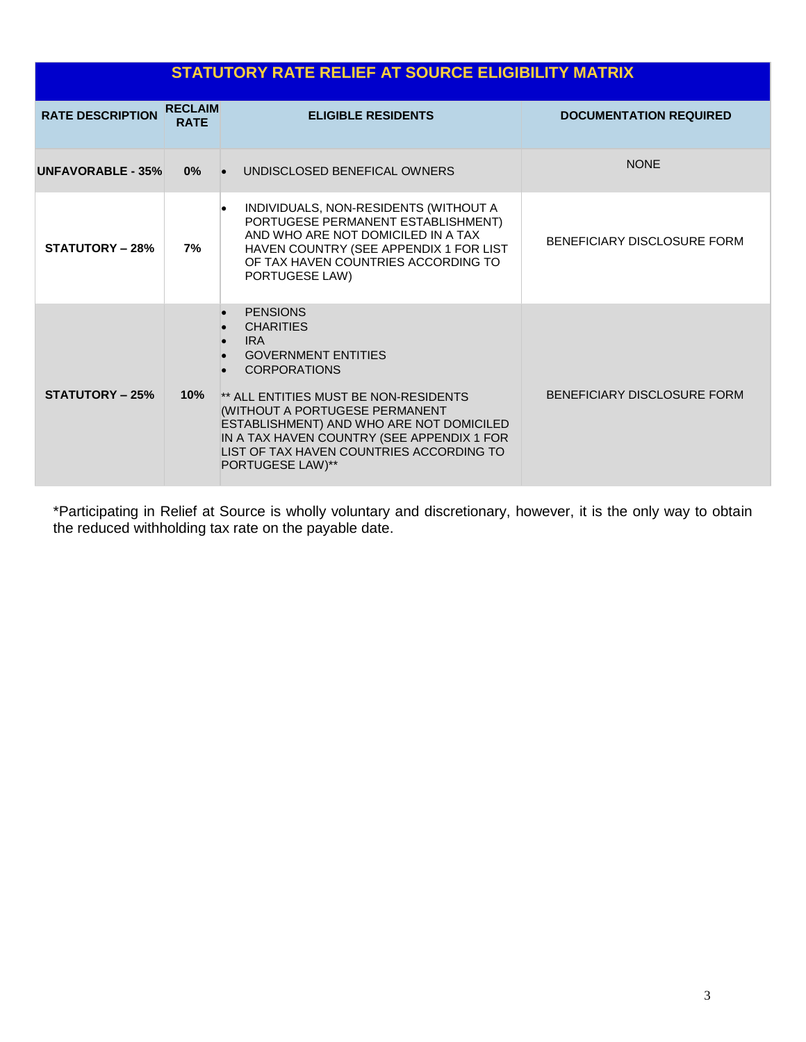## STATUTORY RATE RELIEF AT SOURCE ELIGIBILITY MATRIX

| RATE DESCRIPTION | RECLAIM RATE | ELIGIBLE RESIDENTS | DOCUMENTATION REQUIRED |
|---|---|---|---|
| **UNFAVORABLE - 35%** | **0%** | • UNDISCLOSED BENEFICAL OWNERS | NONE |
| **STATUTORY – 28%** | **7%** | • INDIVIDUALS, NON-RESIDENTS (WITHOUT A PORTUGESE PERMANENT ESTABLISHMENT) AND WHO ARE NOT DOMICILED IN A TAX HAVEN COUNTRY (SEE APPENDIX 1 FOR LIST OF TAX HAVEN COUNTRIES ACCORDING TO PORTUGESE LAW) | BENEFICIARY DISCLOSURE FORM |
| **STATUTORY – 25%** | **10%** | • PENSIONS<br>• CHARITIES<br>• IRA<br>• GOVERNMENT ENTITIES<br>• CORPORATIONS<br><br>** ALL ENTITIES MUST BE NON-RESIDENTS (WITHOUT A PORTUGESE PERMANENT ESTABLISHMENT) AND WHO ARE NOT DOMICILED IN A TAX HAVEN COUNTRY (SEE APPENDIX 1 FOR LIST OF TAX HAVEN COUNTRIES ACCORDING TO PORTUGESE LAW)** | BENEFICIARY DISCLOSURE FORM |

*Participating in Relief at Source is wholly voluntary and discretionary, however, it is the only way to obtain the reduced withholding tax rate on the payable date.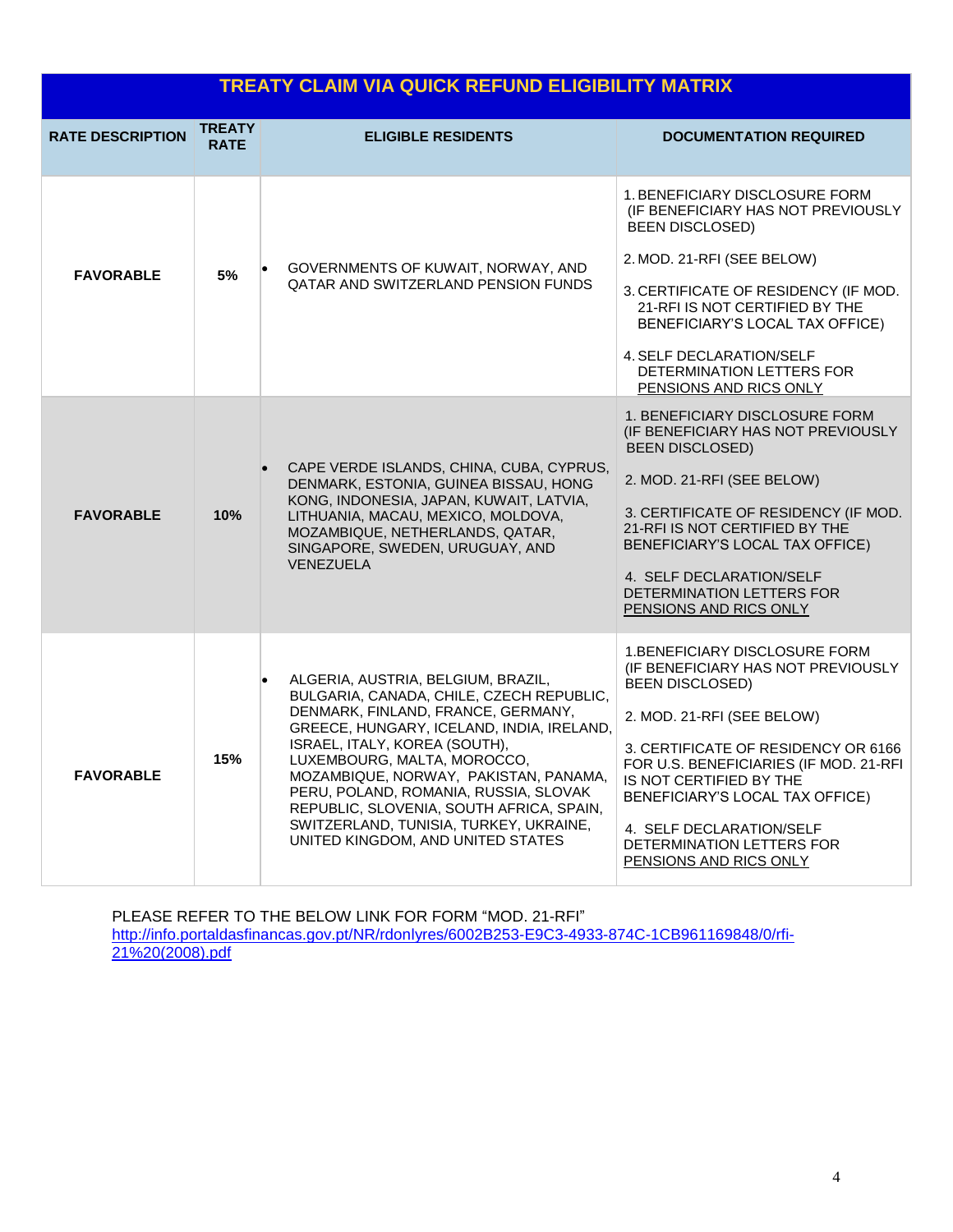| TREATY CLAIM VIA QUICK REFUND ELIGIBILITY MATRIX | | | |
|---|---|---|---|
| **RATE DESCRIPTION** | **TREATY RATE** | **ELIGIBLE RESIDENTS** | **DOCUMENTATION REQUIRED** |
| **FAVORABLE** | **5%** | • GOVERNMENTS OF KUWAIT, NORWAY, AND QATAR AND SWITZERLAND PENSION FUNDS | 1. BENEFICIARY DISCLOSURE FORM (IF BENEFICIARY HAS NOT PREVIOUSLY BEEN DISCLOSED)<br>2. MOD. 21-RFI (SEE BELOW)<br>3. CERTIFICATE OF RESIDENCY (IF MOD. 21-RFI IS NOT CERTIFIED BY THE BENEFICIARY'S LOCAL TAX OFFICE)<br>4. SELF DECLARATION/SELF DETERMINATION LETTERS FOR PENSIONS AND RICS ONLY |
| **FAVORABLE** | **10%** | • CAPE VERDE ISLANDS, CHINA, CUBA, CYPRUS, DENMARK, ESTONIA, GUINEA BISSAU, HONG KONG, INDONESIA, JAPAN, KUWAIT, LATVIA, LITHUANIA, MACAU, MEXICO, MOLDOVA, MOZAMBIQUE, NETHERLANDS, QATAR, SINGAPORE, SWEDEN, URUGUAY, AND VENEZUELA | 1. BENEFICIARY DISCLOSURE FORM (IF BENEFICIARY HAS NOT PREVIOUSLY BEEN DISCLOSED)<br>2. MOD. 21-RFI (SEE BELOW)<br>3. CERTIFICATE OF RESIDENCY (IF MOD. 21-RFI IS NOT CERTIFIED BY THE BENEFICIARY'S LOCAL TAX OFFICE)<br>4. SELF DECLARATION/SELF DETERMINATION LETTERS FOR PENSIONS AND RICS ONLY |
| **FAVORABLE** | **15%** | • ALGERIA, AUSTRIA, BELGIUM, BRAZIL, BULGARIA, CANADA, CHILE, CZECH REPUBLIC, DENMARK, FINLAND, FRANCE, GERMANY, GREECE, HUNGARY, ICELAND, INDIA, IRELAND, ISRAEL, ITALY, KOREA (SOUTH), LUXEMBOURG, MALTA, MOROCCO, MOZAMBIQUE, NORWAY, PAKISTAN, PANAMA, PERU, POLAND, ROMANIA, RUSSIA, SLOVAK REPUBLIC, SLOVENIA, SOUTH AFRICA, SPAIN, SWITZERLAND, TUNISIA, TURKEY, UKRAINE, UNITED KINGDOM, AND UNITED STATES | 1. BENEFICIARY DISCLOSURE FORM (IF BENEFICIARY HAS NOT PREVIOUSLY BEEN DISCLOSED)<br>2. MOD. 21-RFI (SEE BELOW)<br>3. CERTIFICATE OF RESIDENCY OR 6166 FOR U.S. BENEFICIARIES (IF MOD. 21-RFI IS NOT CERTIFIED BY THE BENEFICIARY'S LOCAL TAX OFFICE)<br>4. SELF DECLARATION/SELF DETERMINATION LETTERS FOR PENSIONS AND RICS ONLY |

PLEASE REFER TO THE BELOW LINK FOR FORM "MOD. 21-RFI"
http://info.portaldasfinancas.gov.pt/NR/rdonlyres/6002B253-E9C3-4933-874C-1CB961169848/0/rfi-21%20(2008).pdf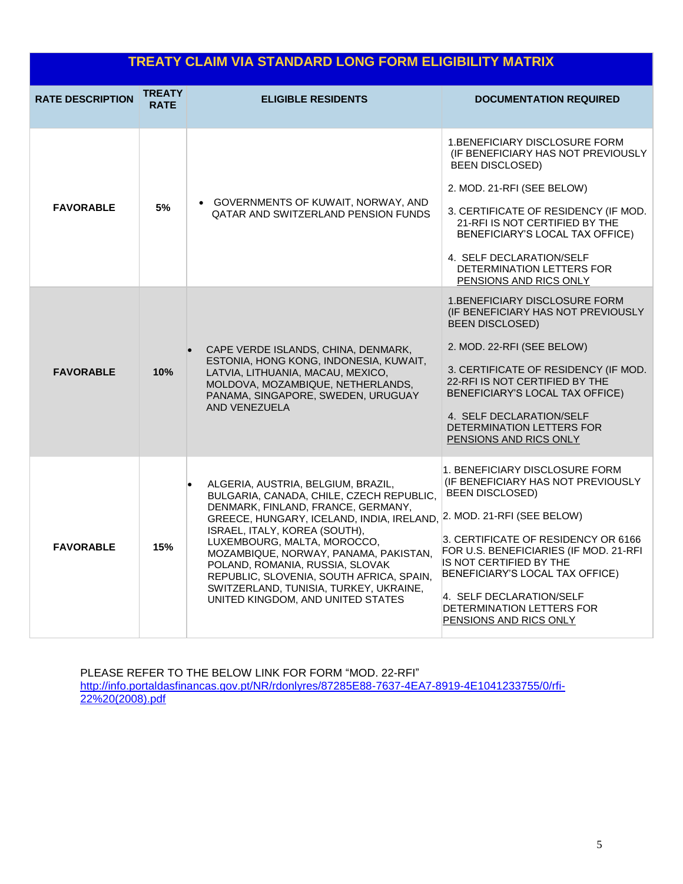## TREATY CLAIM VIA STANDARD LONG FORM ELIGIBILITY MATRIX

| RATE DESCRIPTION | TREATY RATE | ELIGIBLE RESIDENTS | DOCUMENTATION REQUIRED |
|---|---|---|---|
| **FAVORABLE** | **5%** | • GOVERNMENTS OF KUWAIT, NORWAY, AND QATAR AND SWITZERLAND PENSION FUNDS | 1.BENEFICIARY DISCLOSURE FORM (IF BENEFICIARY HAS NOT PREVIOUSLY BEEN DISCLOSED)<br>2. MOD. 21-RFI (SEE BELOW)<br>3. CERTIFICATE OF RESIDENCY (IF MOD. 21-RFI IS NOT CERTIFIED BY THE BENEFICIARY'S LOCAL TAX OFFICE)<br>4. SELF DECLARATION/SELF DETERMINATION LETTERS FOR PENSIONS AND RICS ONLY |
| **FAVORABLE** | **10%** | • CAPE VERDE ISLANDS, CHINA, DENMARK, ESTONIA, HONG KONG, INDONESIA, KUWAIT, LATVIA, LITHUANIA, MACAU, MEXICO, MOLDOVA, MOZAMBIQUE, NETHERLANDS, PANAMA, SINGAPORE, SWEDEN, URUGUAY AND VENEZUELA | 1.BENEFICIARY DISCLOSURE FORM (IF BENEFICIARY HAS NOT PREVIOUSLY BEEN DISCLOSED)<br>2. MOD. 22-RFI (SEE BELOW)<br>3. CERTIFICATE OF RESIDENCY (IF MOD. 22-RFI IS NOT CERTIFIED BY THE BENEFICIARY'S LOCAL TAX OFFICE)<br>4. SELF DECLARATION/SELF DETERMINATION LETTERS FOR PENSIONS AND RICS ONLY |
| **FAVORABLE** | **15%** | • ALGERIA, AUSTRIA, BELGIUM, BRAZIL, BULGARIA, CANADA, CHILE, CZECH REPUBLIC, DENMARK, FINLAND, FRANCE, GERMANY, GREECE, HUNGARY, ICELAND, INDIA, IRELAND, ISRAEL, ITALY, KOREA (SOUTH), LUXEMBOURG, MALTA, MOROCCO, MOZAMBIQUE, NORWAY, PANAMA, PAKISTAN, POLAND, ROMANIA, RUSSIA, SLOVAK REPUBLIC, SLOVENIA, SOUTH AFRICA, SPAIN, SWITZERLAND, TUNISIA, TURKEY, UKRAINE, UNITED KINGDOM, AND UNITED STATES | 1. BENEFICIARY DISCLOSURE FORM (IF BENEFICIARY HAS NOT PREVIOUSLY BEEN DISCLOSED)<br>2. MOD. 21-RFI (SEE BELOW)<br>3. CERTIFICATE OF RESIDENCY OR 6166 FOR U.S. BENEFICIARIES (IF MOD. 21-RFI IS NOT CERTIFIED BY THE BENEFICIARY'S LOCAL TAX OFFICE)<br>4. SELF DECLARATION/SELF DETERMINATION LETTERS FOR PENSIONS AND RICS ONLY |

PLEASE REFER TO THE BELOW LINK FOR FORM "MOD. 22-RFI"
http://info.portaldasfinancas.gov.pt/NR/rdonlyres/87285E88-7637-4EA7-8919-4E1041233755/0/rfi-22%20(2008).pdf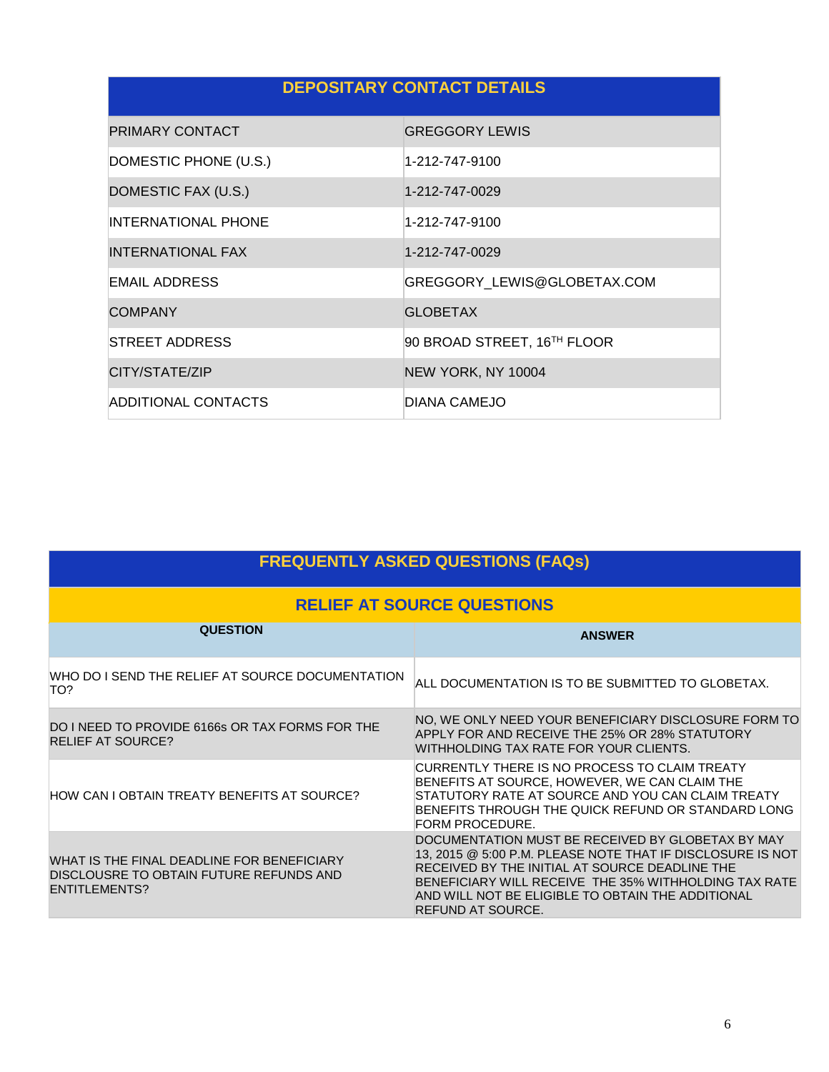| DEPOSITARY CONTACT DETAILS | |
|---|---|
| PRIMARY CONTACT | GREGGORY LEWIS |
| DOMESTIC PHONE (U.S.) | 1-212-747-9100 |
| DOMESTIC FAX (U.S.) | 1-212-747-0029 |
| INTERNATIONAL PHONE | 1-212-747-9100 |
| INTERNATIONAL FAX | 1-212-747-0029 |
| EMAIL ADDRESS | GREGGORY_LEWIS@GLOBETAX.COM |
| COMPANY | GLOBETAX |
| STREET ADDRESS | 90 BROAD STREET, 16TH FLOOR |
| CITY/STATE/ZIP | NEW YORK, NY 10004 |
| ADDITIONAL CONTACTS | DIANA CAMEJO |

## FREQUENTLY ASKED QUESTIONS (FAQs)

### RELIEF AT SOURCE QUESTIONS

| QUESTION | ANSWER |
|---|---|
| WHO DO I SEND THE RELIEF AT SOURCE DOCUMENTATION TO? | ALL DOCUMENTATION IS TO BE SUBMITTED TO GLOBETAX. |
| DO I NEED TO PROVIDE 6166s OR TAX FORMS FOR THE RELIEF AT SOURCE? | NO, WE ONLY NEED YOUR BENEFICIARY DISCLOSURE FORM TO APPLY FOR AND RECEIVE THE 25% OR 28% STATUTORY WITHHOLDING TAX RATE FOR YOUR CLIENTS. |
| HOW CAN I OBTAIN TREATY BENEFITS AT SOURCE? | CURRENTLY THERE IS NO PROCESS TO CLAIM TREATY BENEFITS AT SOURCE, HOWEVER, WE CAN CLAIM THE STATUTORY RATE AT SOURCE AND YOU CAN CLAIM TREATY BENEFITS THROUGH THE QUICK REFUND OR STANDARD LONG FORM PROCEDURE. |
| WHAT IS THE FINAL DEADLINE FOR BENEFICIARY DISCLOUSRE TO OBTAIN FUTURE REFUNDS AND ENTITLEMENTS? | DOCUMENTATION MUST BE RECEIVED BY GLOBETAX BY MAY 13, 2015 @ 5:00 P.M. PLEASE NOTE THAT IF DISCLOSURE IS NOT RECEIVED BY THE INITIAL AT SOURCE DEADLINE THE BENEFICIARY WILL RECEIVE THE 35% WITHHOLDING TAX RATE AND WILL NOT BE ELIGIBLE TO OBTAIN THE ADDITIONAL REFUND AT SOURCE. |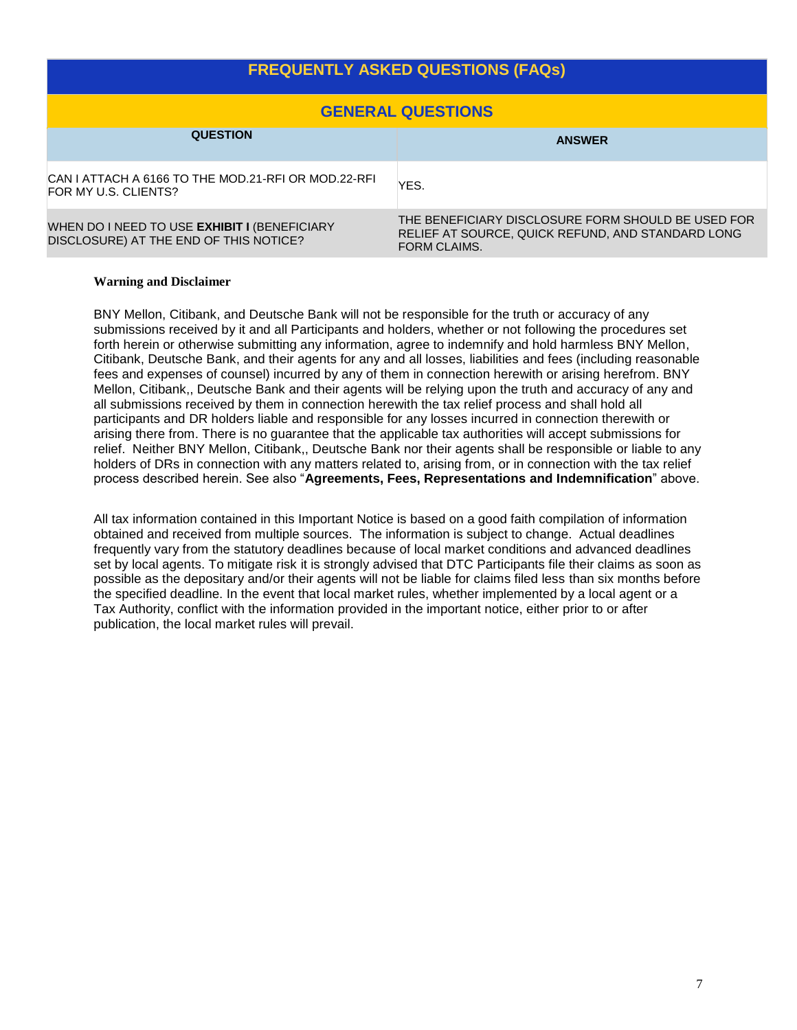## FREQUENTLY ASKED QUESTIONS (FAQs)

### GENERAL QUESTIONS

| QUESTION | ANSWER |
| --- | --- |
| CAN I ATTACH A 6166 TO THE MOD.21-RFI OR MOD.22-RFI FOR MY U.S. CLIENTS? | YES. |
| WHEN DO I NEED TO USE **EXHIBIT I** (BENEFICIARY DISCLOSURE) AT THE END OF THIS NOTICE? | THE BENEFICIARY DISCLOSURE FORM SHOULD BE USED FOR RELIEF AT SOURCE, QUICK REFUND, AND STANDARD LONG FORM CLAIMS. |

**Warning and Disclaimer**

BNY Mellon, Citibank, and Deutsche Bank will not be responsible for the truth or accuracy of any submissions received by it and all Participants and holders, whether or not following the procedures set forth herein or otherwise submitting any information, agree to indemnify and hold harmless BNY Mellon, Citibank, Deutsche Bank, and their agents for any and all losses, liabilities and fees (including reasonable fees and expenses of counsel) incurred by any of them in connection herewith or arising herefrom. BNY Mellon, Citibank,, Deutsche Bank and their agents will be relying upon the truth and accuracy of any and all submissions received by them in connection herewith the tax relief process and shall hold all participants and DR holders liable and responsible for any losses incurred in connection therewith or arising there from. There is no guarantee that the applicable tax authorities will accept submissions for relief. Neither BNY Mellon, Citibank,, Deutsche Bank nor their agents shall be responsible or liable to any holders of DRs in connection with any matters related to, arising from, or in connection with the tax relief process described herein. See also "**Agreements, Fees, Representations and Indemnification**" above.

All tax information contained in this Important Notice is based on a good faith compilation of information obtained and received from multiple sources. The information is subject to change. Actual deadlines frequently vary from the statutory deadlines because of local market conditions and advanced deadlines set by local agents. To mitigate risk it is strongly advised that DTC Participants file their claims as soon as possible as the depositary and/or their agents will not be liable for claims filed less than six months before the specified deadline. In the event that local market rules, whether implemented by a local agent or a Tax Authority, conflict with the information provided in the important notice, either prior to or after publication, the local market rules will prevail.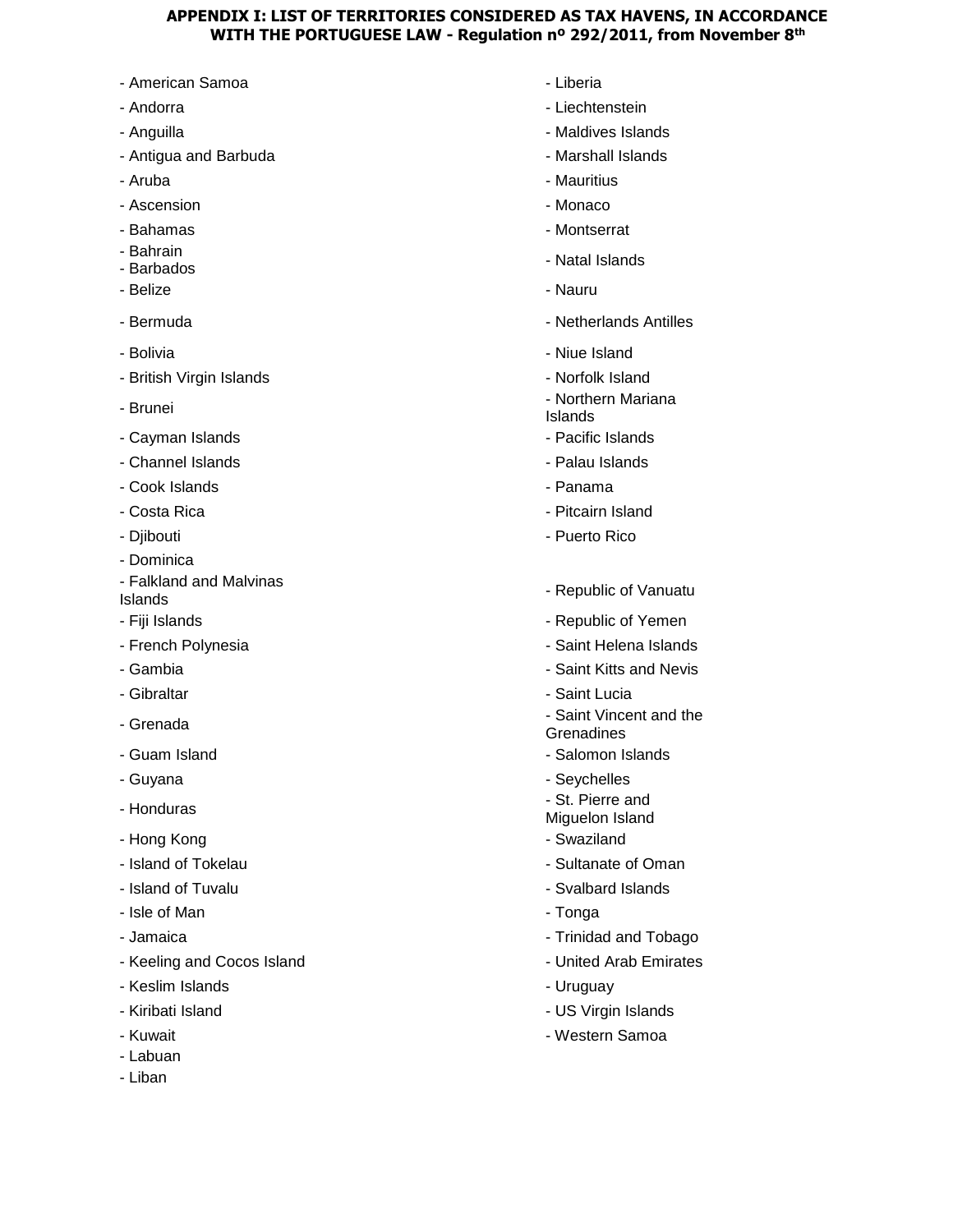## APPENDIX I: LIST OF TERRITORIES CONSIDERED AS TAX HAVENS, IN ACCORDANCE WITH THE PORTUGUESE LAW - Regulation nº 292/2011, from November 8th

- American Samoa
- Andorra
- Anguilla
- Antigua and Barbuda
- Aruba
- Ascension
- Bahamas
- Bahrain
- Barbados
- Belize
- Bermuda
- Bolivia
- British Virgin Islands
- Brunei
- Cayman Islands
- Channel Islands
- Cook Islands
- Costa Rica
- Djibouti
- Dominica
- Falkland and Malvinas Islands
- Fiji Islands
- French Polynesia
- Gambia
- Gibraltar
- Grenada
- Guam Island
- Guyana
- Honduras
- Hong Kong
- Island of Tokelau
- Island of Tuvalu
- Isle of Man
- Jamaica
- Keeling and Cocos Island
- Keslim Islands
- Kiribati Island
- Kuwait
- Labuan
- Liban
- Liberia
- Liechtenstein
- Maldives Islands
- Marshall Islands
- Mauritius
- Monaco
- Montserrat
- Natal Islands
- Nauru
- Netherlands Antilles
- Niue Island
- Norfolk Island
- Northern Mariana Islands
- Pacific Islands
- Palau Islands
- Panama
- Pitcairn Island
- Puerto Rico
- Republic of Vanuatu
- Republic of Yemen
- Saint Helena Islands
- Saint Kitts and Nevis
- Saint Lucia
- Saint Vincent and the Grenadines
- Salomon Islands
- Seychelles
- St. Pierre and Miguelon Island
- Swaziland
- Sultanate of Oman
- Svalbard Islands
- Tonga
- Trinidad and Tobago
- United Arab Emirates
- Uruguay
- US Virgin Islands
- Western Samoa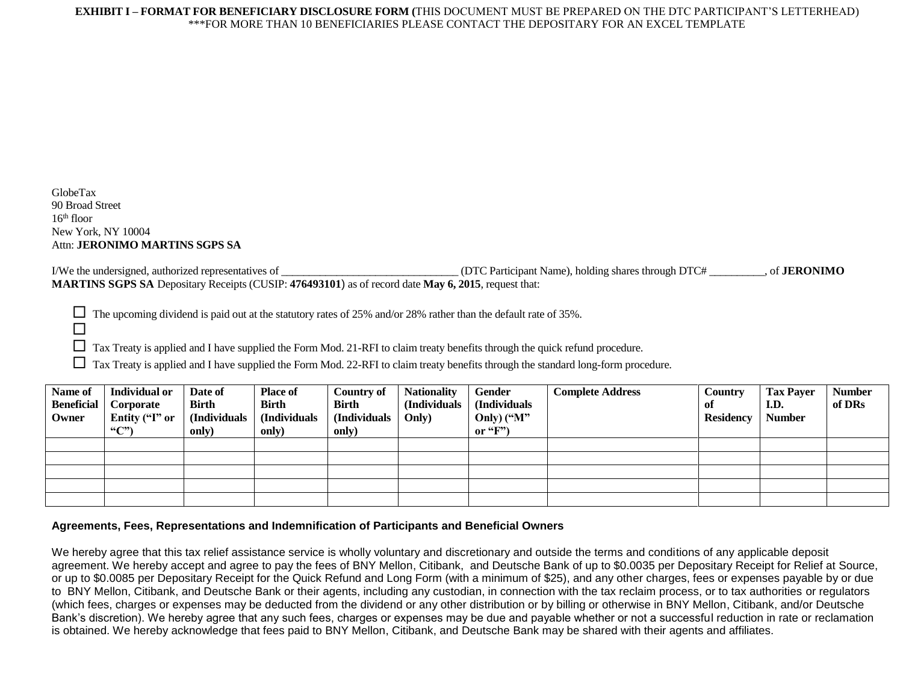**EXHIBIT I – FORMAT FOR BENEFICIARY DISCLOSURE FORM (**THIS DOCUMENT MUST BE PREPARED ON THE DTC PARTICIPANT'S LETTERHEAD)
***FOR MORE THAN 10 BENEFICIARIES PLEASE CONTACT THE DEPOSITARY FOR AN EXCEL TEMPLATE

GlobeTax
90 Broad Street
16th floor
New York, NY 10004
Attn: **JERONIMO MARTINS SGPS SA**

I/We the undersigned, authorized representatives of ______________________________ (DTC Participant Name), holding shares through DTC# __________, of **JERONIMO MARTINS SGPS SA** Depositary Receipts (CUSIP: **476493101**) as of record date **May 6, 2015**, request that:

- ☐ The upcoming dividend is paid out at the statutory rates of 25% and/or 28% rather than the default rate of 35%.
- ☐
- ☐ Tax Treaty is applied and I have supplied the Form Mod. 21-RFI to claim treaty benefits through the quick refund procedure.
- ☐ Tax Treaty is applied and I have supplied the Form Mod. 22-RFI to claim treaty benefits through the standard long-form procedure.

| Name of Beneficial Owner | Individual or Corporate Entity ("I" or "C") | Date of Birth (Individuals only) | Place of Birth (Individuals only) | Country of Birth (Individuals only) | Nationality (Individuals Only) | Gender (Individuals Only) ("M" or "F") | Complete Address | Country of Residency | Tax Payer I.D. Number | Number of DRs |
|---|---|---|---|---|---|---|---|---|---|---|
| | | | | | | | | | | |
| | | | | | | | | | | |
| | | | | | | | | | | |
| | | | | | | | | | | |
| | | | | | | | | | | |

**Agreements, Fees, Representations and Indemnification of Participants and Beneficial Owners**

We hereby agree that this tax relief assistance service is wholly voluntary and discretionary and outside the terms and conditions of any applicable deposit agreement. We hereby accept and agree to pay the fees of BNY Mellon, Citibank, and Deutsche Bank of up to $0.0035 per Depositary Receipt for Relief at Source, or up to $0.0085 per Depositary Receipt for the Quick Refund and Long Form (with a minimum of $25), and any other charges, fees or expenses payable by or due to BNY Mellon, Citibank, and Deutsche Bank or their agents, including any custodian, in connection with the tax reclaim process, or to tax authorities or regulators (which fees, charges or expenses may be deducted from the dividend or any other distribution or by billing or otherwise in BNY Mellon, Citibank, and/or Deutsche Bank's discretion). We hereby agree that any such fees, charges or expenses may be due and payable whether or not a successful reduction in rate or reclamation is obtained. We hereby acknowledge that fees paid to BNY Mellon, Citibank, and Deutsche Bank may be shared with their agents and affiliates.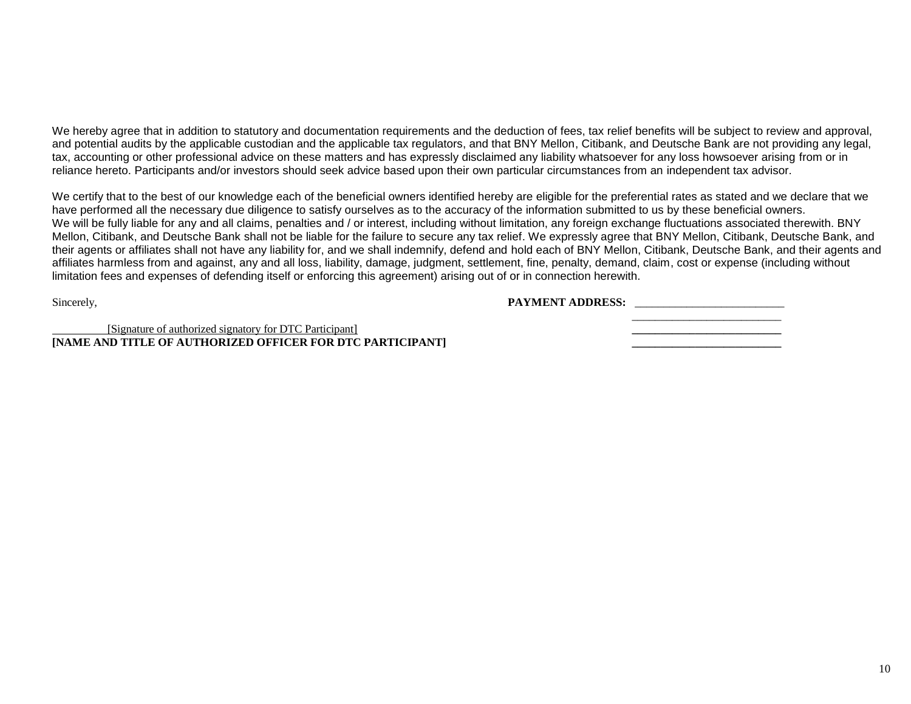We hereby agree that in addition to statutory and documentation requirements and the deduction of fees, tax relief benefits will be subject to review and approval, and potential audits by the applicable custodian and the applicable tax regulators, and that BNY Mellon, Citibank, and Deutsche Bank are not providing any legal, tax, accounting or other professional advice on these matters and has expressly disclaimed any liability whatsoever for any loss howsoever arising from or in reliance hereto. Participants and/or investors should seek advice based upon their own particular circumstances from an independent tax advisor.

We certify that to the best of our knowledge each of the beneficial owners identified hereby are eligible for the preferential rates as stated and we declare that we have performed all the necessary due diligence to satisfy ourselves as to the accuracy of the information submitted to us by these beneficial owners.
We will be fully liable for any and all claims, penalties and / or interest, including without limitation, any foreign exchange fluctuations associated therewith. BNY Mellon, Citibank, and Deutsche Bank shall not be liable for the failure to secure any tax relief. We expressly agree that BNY Mellon, Citibank, Deutsche Bank, and their agents or affiliates shall not have any liability for, and we shall indemnify, defend and hold each of BNY Mellon, Citibank, Deutsche Bank, and their agents and affiliates harmless from and against, any and all loss, liability, damage, judgment, settlement, fine, penalty, demand, claim, cost or expense (including without limitation fees and expenses of defending itself or enforcing this agreement) arising out of or in connection herewith.

Sincerely,

__________[Signature of authorized signatory for DTC Participant]
**[NAME AND TITLE OF AUTHORIZED OFFICER FOR DTC PARTICIPANT]**

**PAYMENT ADDRESS:** __________________________
__________________________
__________________________
__________________________